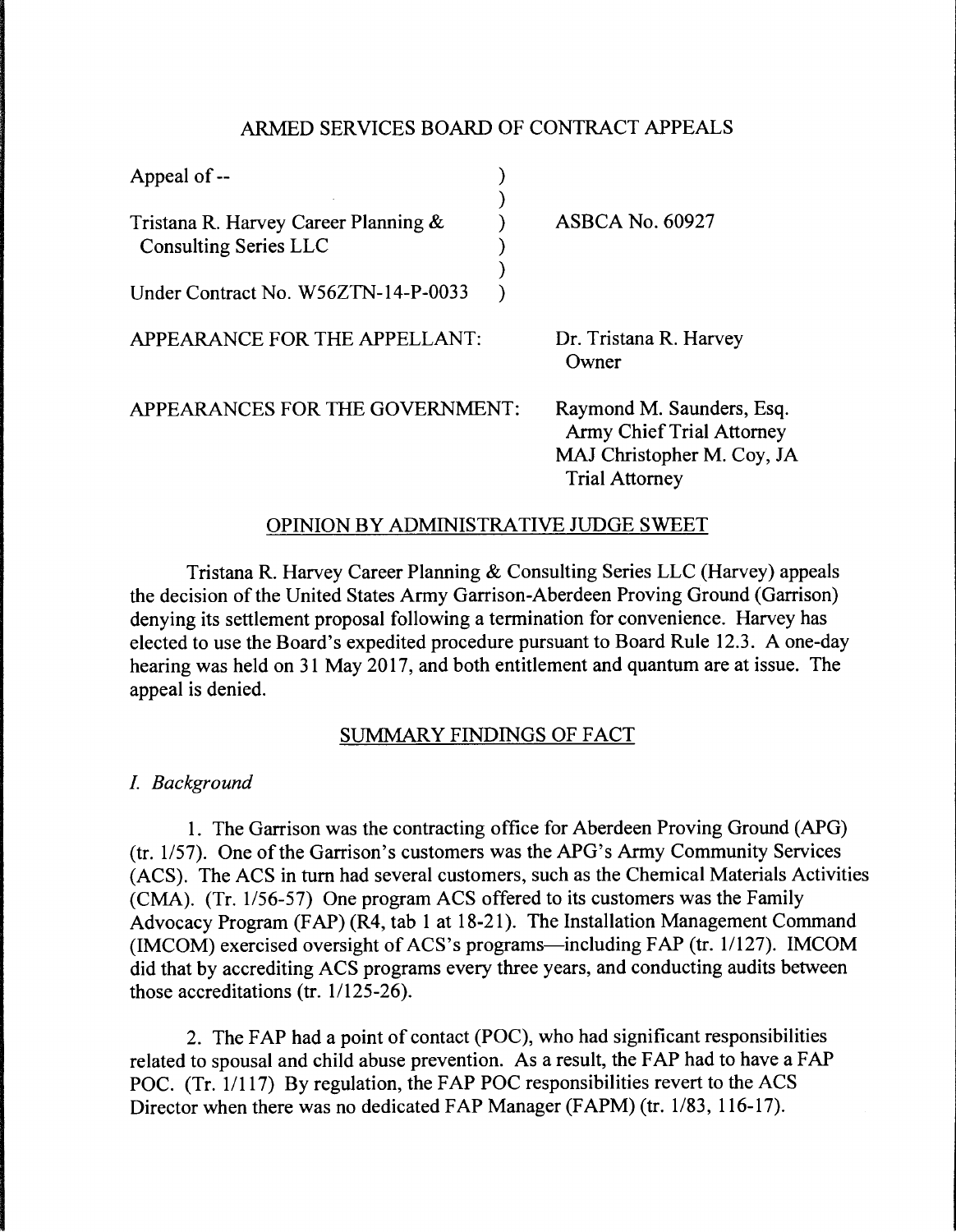# ARMED SERVICES BOARD OF CONTRACT APPEALS

Appeal of --

Tristana R. Harvey Career Planning & Consulting Series LLC

Under Contract No. W56ZTN-14-P-0033

ASBCA No. 60927

APPEARANCE FOR THE APPELLANT: Dr. Tristana R. Harvey
Owner

APPEARANCES FOR THE GOVERNMENT: Raymond M. Saunders, Esq.
Army Chief Trial Attorney
MAJ Christopher M. Coy, JA
Trial Attorney

## OPINION BY ADMINISTRATIVE JUDGE SWEET

Tristana R. Harvey Career Planning & Consulting Series LLC (Harvey) appeals the decision of the United States Army Garrison-Aberdeen Proving Ground (Garrison) denying its settlement proposal following a termination for convenience. Harvey has elected to use the Board's expedited procedure pursuant to Board Rule 12.3. A one-day hearing was held on 31 May 2017, and both entitlement and quantum are at issue. The appeal is denied.

## SUMMARY FINDINGS OF FACT

### *I. Background*

1. The Garrison was the contracting office for Aberdeen Proving Ground (APG) (tr. 1/57). One of the Garrison's customers was the APG's Army Community Services (ACS). The ACS in turn had several customers, such as the Chemical Materials Activities (CMA). (Tr. 1/56-57) One program ACS offered to its customers was the Family Advocacy Program (FAP) (R4, tab 1 at 18-21). The Installation Management Command (IMCOM) exercised oversight of ACS's programs—including FAP (tr. 1/127). IMCOM did that by accrediting ACS programs every three years, and conducting audits between those accreditations (tr. 1/125-26).

2. The FAP had a point of contact (POC), who had significant responsibilities related to spousal and child abuse prevention. As a result, the FAP had to have a FAP POC. (Tr. 1/117) By regulation, the FAP POC responsibilities revert to the ACS Director when there was no dedicated FAP Manager (FAPM) (tr. 1/83, 116-17).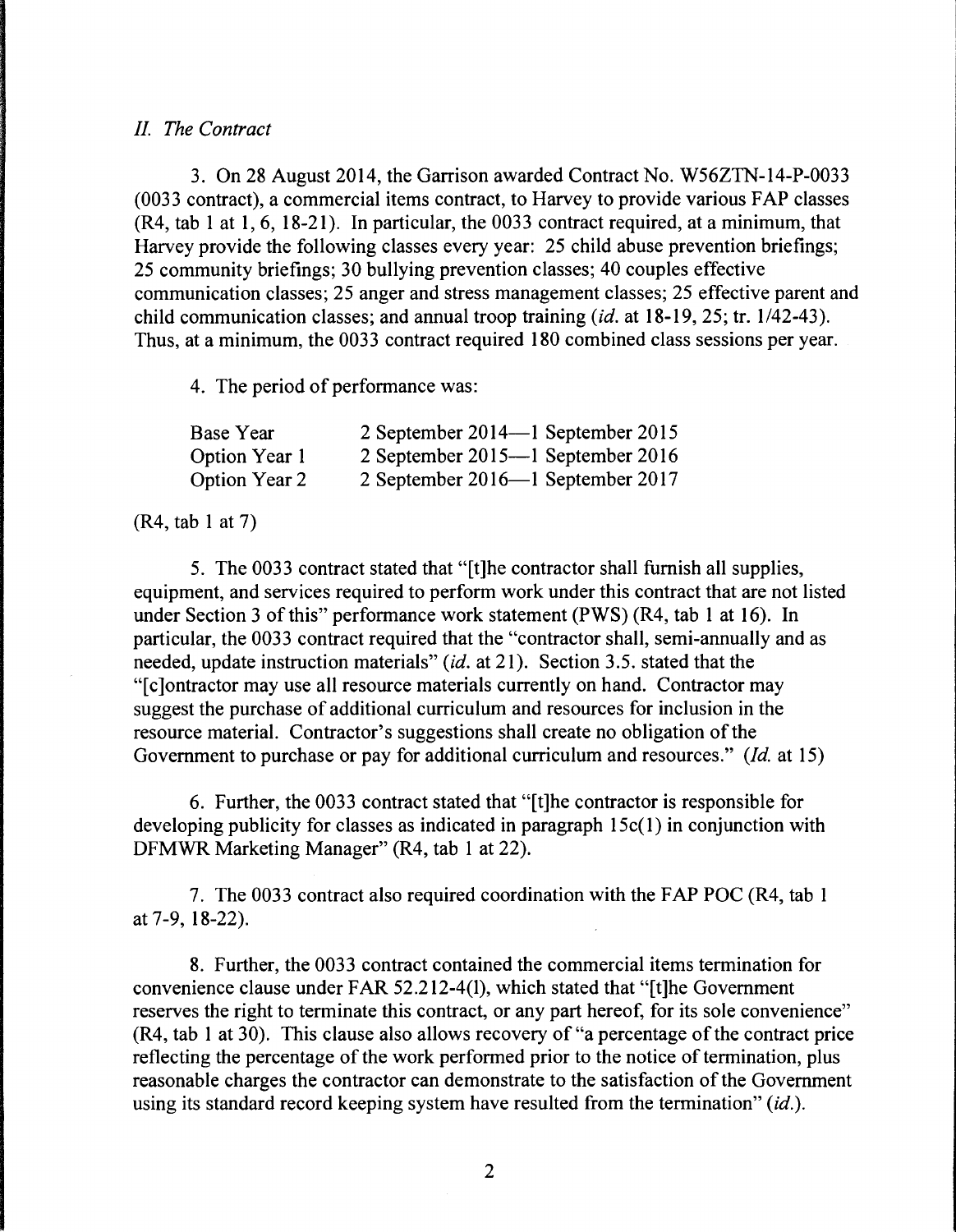## *II. The Contract*

3. On 28 August 2014, the Garrison awarded Contract No. W56ZTN-14-P-0033 (0033 contract), a commercial items contract, to Harvey to provide various FAP classes (R4, tab 1 at 1, 6, 18-21). In particular, the 0033 contract required, at a minimum, that Harvey provide the following classes every year: 25 child abuse prevention briefings; 25 community briefings; 30 bullying prevention classes; 40 couples effective communication classes; 25 anger and stress management classes; 25 effective parent and child communication classes; and annual troop training (*id.* at 18-19, 25; tr. 1/42-43). Thus, at a minimum, the 0033 contract required 180 combined class sessions per year.

4. The period of performance was:

| | |
|---|---|
| Base Year | 2 September 2014—1 September 2015 |
| Option Year 1 | 2 September 2015—1 September 2016 |
| Option Year 2 | 2 September 2016—1 September 2017 |

(R4, tab 1 at 7)

5. The 0033 contract stated that "[t]he contractor shall furnish all supplies, equipment, and services required to perform work under this contract that are not listed under Section 3 of this" performance work statement (PWS) (R4, tab 1 at 16). In particular, the 0033 contract required that the "contractor shall, semi-annually and as needed, update instruction materials" (*id.* at 21). Section 3.5. stated that the "[c]ontractor may use all resource materials currently on hand. Contractor may suggest the purchase of additional curriculum and resources for inclusion in the resource material. Contractor's suggestions shall create no obligation of the Government to purchase or pay for additional curriculum and resources." (*Id.* at 15)

6. Further, the 0033 contract stated that "[t]he contractor is responsible for developing publicity for classes as indicated in paragraph 15c(1) in conjunction with DFMWR Marketing Manager" (R4, tab 1 at 22).

7. The 0033 contract also required coordination with the FAP POC (R4, tab 1 at 7-9, 18-22).

8. Further, the 0033 contract contained the commercial items termination for convenience clause under FAR 52.212-4(l), which stated that "[t]he Government reserves the right to terminate this contract, or any part hereof, for its sole convenience" (R4, tab 1 at 30). This clause also allows recovery of "a percentage of the contract price reflecting the percentage of the work performed prior to the notice of termination, plus reasonable charges the contractor can demonstrate to the satisfaction of the Government using its standard record keeping system have resulted from the termination" (*id.*).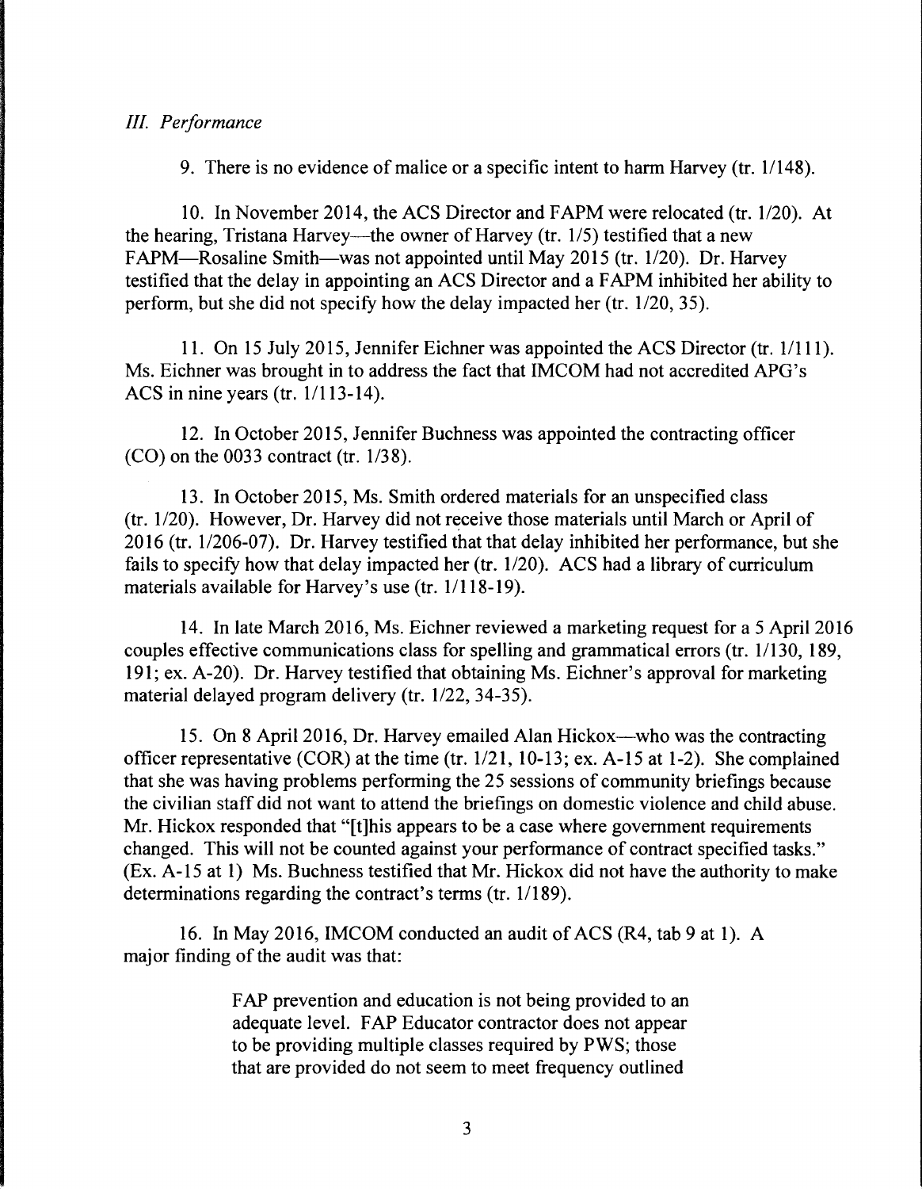*III. Performance*

9. There is no evidence of malice or a specific intent to harm Harvey (tr. 1/148).

10. In November 2014, the ACS Director and FAPM were relocated (tr. 1/20). At the hearing, Tristana Harvey—the owner of Harvey (tr. 1/5) testified that a new FAPM—Rosaline Smith—was not appointed until May 2015 (tr. 1/20). Dr. Harvey testified that the delay in appointing an ACS Director and a FAPM inhibited her ability to perform, but she did not specify how the delay impacted her (tr. 1/20, 35).

11. On 15 July 2015, Jennifer Eichner was appointed the ACS Director (tr. 1/111). Ms. Eichner was brought in to address the fact that IMCOM had not accredited APG's ACS in nine years (tr. 1/113-14).

12. In October 2015, Jennifer Buchness was appointed the contracting officer (CO) on the 0033 contract (tr. 1/38).

13. In October 2015, Ms. Smith ordered materials for an unspecified class (tr. 1/20). However, Dr. Harvey did not receive those materials until March or April of 2016 (tr. 1/206-07). Dr. Harvey testified that that delay inhibited her performance, but she fails to specify how that delay impacted her (tr. 1/20). ACS had a library of curriculum materials available for Harvey's use (tr. 1/118-19).

14. In late March 2016, Ms. Eichner reviewed a marketing request for a 5 April 2016 couples effective communications class for spelling and grammatical errors (tr. 1/130, 189, 191; ex. A-20). Dr. Harvey testified that obtaining Ms. Eichner's approval for marketing material delayed program delivery (tr. 1/22, 34-35).

15. On 8 April 2016, Dr. Harvey emailed Alan Hickox—who was the contracting officer representative (COR) at the time (tr. 1/21, 10-13; ex. A-15 at 1-2). She complained that she was having problems performing the 25 sessions of community briefings because the civilian staff did not want to attend the briefings on domestic violence and child abuse. Mr. Hickox responded that "[t]his appears to be a case where government requirements changed. This will not be counted against your performance of contract specified tasks." (Ex. A-15 at 1) Ms. Buchness testified that Mr. Hickox did not have the authority to make determinations regarding the contract's terms (tr. 1/189).

16. In May 2016, IMCOM conducted an audit of ACS (R4, tab 9 at 1). A major finding of the audit was that:

> FAP prevention and education is not being provided to an adequate level. FAP Educator contractor does not appear to be providing multiple classes required by PWS; those that are provided do not seem to meet frequency outlined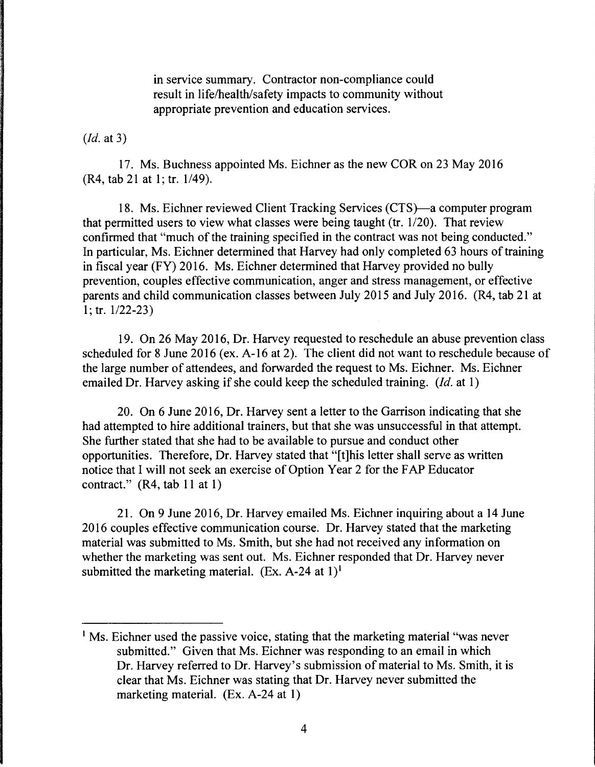> in service summary. Contractor non-compliance could result in life/health/safety impacts to community without appropriate prevention and education services.

(*Id.* at 3)

17. Ms. Buchness appointed Ms. Eichner as the new COR on 23 May 2016 (R4, tab 21 at 1; tr. 1/49).

18. Ms. Eichner reviewed Client Tracking Services (CTS)—a computer program that permitted users to view what classes were being taught (tr. 1/20). That review confirmed that "much of the training specified in the contract was not being conducted." In particular, Ms. Eichner determined that Harvey had only completed 63 hours of training in fiscal year (FY) 2016. Ms. Eichner determined that Harvey provided no bully prevention, couples effective communication, anger and stress management, or effective parents and child communication classes between July 2015 and July 2016. (R4, tab 21 at 1; tr. 1/22-23)

19. On 26 May 2016, Dr. Harvey requested to reschedule an abuse prevention class scheduled for 8 June 2016 (ex. A-16 at 2). The client did not want to reschedule because of the large number of attendees, and forwarded the request to Ms. Eichner. Ms. Eichner emailed Dr. Harvey asking if she could keep the scheduled training. (*Id.* at 1)

20. On 6 June 2016, Dr. Harvey sent a letter to the Garrison indicating that she had attempted to hire additional trainers, but that she was unsuccessful in that attempt. She further stated that she had to be available to pursue and conduct other opportunities. Therefore, Dr. Harvey stated that "[t]his letter shall serve as written notice that I will not seek an exercise of Option Year 2 for the FAP Educator contract." (R4, tab 11 at 1)

21. On 9 June 2016, Dr. Harvey emailed Ms. Eichner inquiring about a 14 June 2016 couples effective communication course. Dr. Harvey stated that the marketing material was submitted to Ms. Smith, but she had not received any information on whether the marketing was sent out. Ms. Eichner responded that Dr. Harvey never submitted the marketing material. (Ex. A-24 at 1)[1]

---

[1] Ms. Eichner used the passive voice, stating that the marketing material "was never submitted." Given that Ms. Eichner was responding to an email in which Dr. Harvey referred to Dr. Harvey's submission of material to Ms. Smith, it is clear that Ms. Eichner was stating that Dr. Harvey never submitted the marketing material. (Ex. A-24 at 1)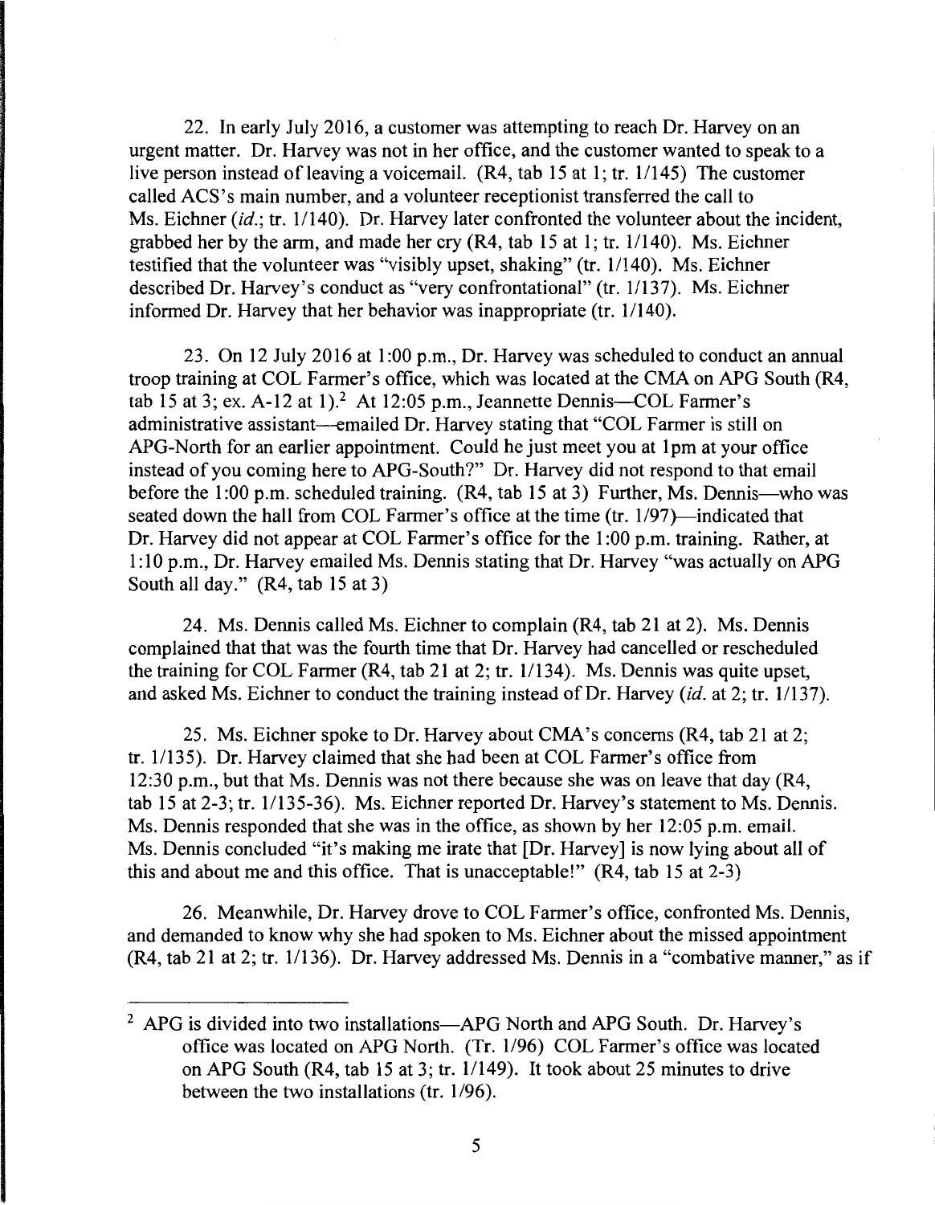22. In early July 2016, a customer was attempting to reach Dr. Harvey on an urgent matter. Dr. Harvey was not in her office, and the customer wanted to speak to a live person instead of leaving a voicemail. (R4, tab 15 at 1; tr. 1/145) The customer called ACS's main number, and a volunteer receptionist transferred the call to Ms. Eichner (*id.*; tr. 1/140). Dr. Harvey later confronted the volunteer about the incident, grabbed her by the arm, and made her cry (R4, tab 15 at 1; tr. 1/140). Ms. Eichner testified that the volunteer was "visibly upset, shaking" (tr. 1/140). Ms. Eichner described Dr. Harvey's conduct as "very confrontational" (tr. 1/137). Ms. Eichner informed Dr. Harvey that her behavior was inappropriate (tr. 1/140).

23. On 12 July 2016 at 1:00 p.m., Dr. Harvey was scheduled to conduct an annual troop training at COL Farmer's office, which was located at the CMA on APG South (R4, tab 15 at 3; ex. A-12 at 1).[2] At 12:05 p.m., Jeannette Dennis—COL Farmer's administrative assistant—emailed Dr. Harvey stating that "COL Farmer is still on APG-North for an earlier appointment. Could he just meet you at 1pm at your office instead of you coming here to APG-South?" Dr. Harvey did not respond to that email before the 1:00 p.m. scheduled training. (R4, tab 15 at 3) Further, Ms. Dennis—who was seated down the hall from COL Farmer's office at the time (tr. 1/97)—indicated that Dr. Harvey did not appear at COL Farmer's office for the 1:00 p.m. training. Rather, at 1:10 p.m., Dr. Harvey emailed Ms. Dennis stating that Dr. Harvey "was actually on APG South all day." (R4, tab 15 at 3)

24. Ms. Dennis called Ms. Eichner to complain (R4, tab 21 at 2). Ms. Dennis complained that that was the fourth time that Dr. Harvey had cancelled or rescheduled the training for COL Farmer (R4, tab 21 at 2; tr. 1/134). Ms. Dennis was quite upset, and asked Ms. Eichner to conduct the training instead of Dr. Harvey (*id.* at 2; tr. 1/137).

25. Ms. Eichner spoke to Dr. Harvey about CMA's concerns (R4, tab 21 at 2; tr. 1/135). Dr. Harvey claimed that she had been at COL Farmer's office from 12:30 p.m., but that Ms. Dennis was not there because she was on leave that day (R4, tab 15 at 2-3; tr. 1/135-36). Ms. Eichner reported Dr. Harvey's statement to Ms. Dennis. Ms. Dennis responded that she was in the office, as shown by her 12:05 p.m. email. Ms. Dennis concluded "it's making me irate that [Dr. Harvey] is now lying about all of this and about me and this office. That is unacceptable!" (R4, tab 15 at 2-3)

26. Meanwhile, Dr. Harvey drove to COL Farmer's office, confronted Ms. Dennis, and demanded to know why she had spoken to Ms. Eichner about the missed appointment (R4, tab 21 at 2; tr. 1/136). Dr. Harvey addressed Ms. Dennis in a "combative manner," as if

---

[2] APG is divided into two installations—APG North and APG South. Dr. Harvey's office was located on APG North. (Tr. 1/96) COL Farmer's office was located on APG South (R4, tab 15 at 3; tr. 1/149). It took about 25 minutes to drive between the two installations (tr. 1/96).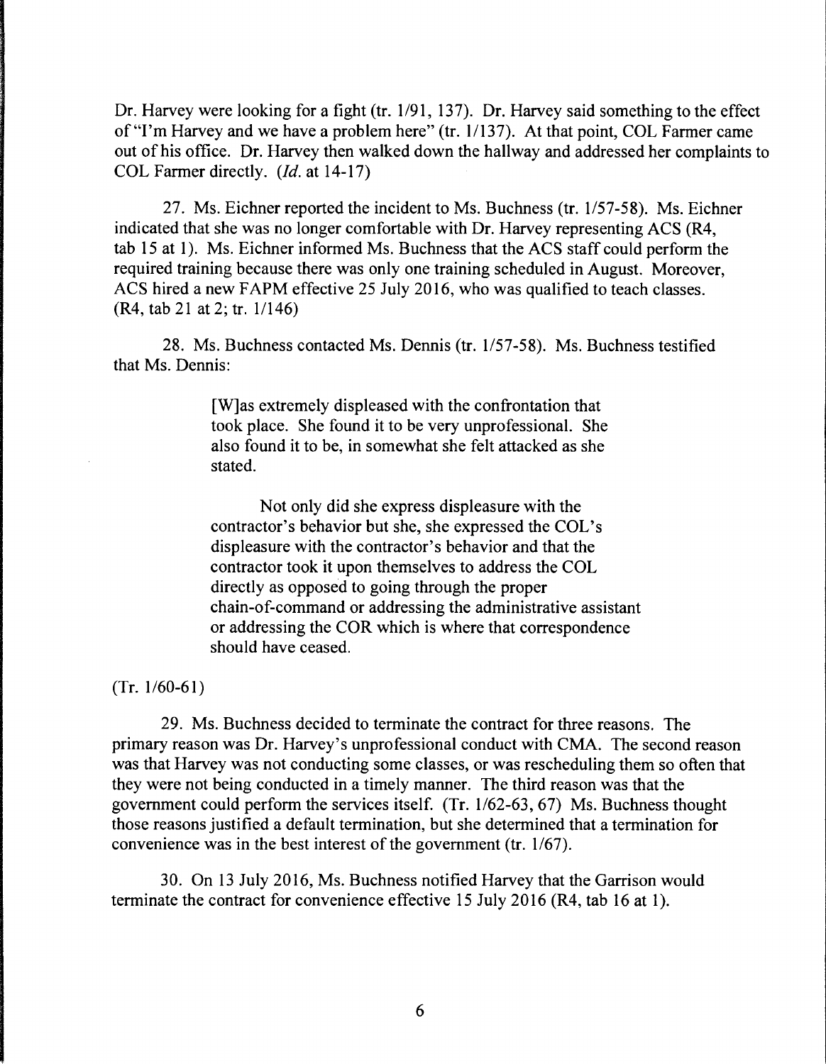Dr. Harvey were looking for a fight (tr. 1/91, 137). Dr. Harvey said something to the effect of "I'm Harvey and we have a problem here" (tr. 1/137). At that point, COL Farmer came out of his office. Dr. Harvey then walked down the hallway and addressed her complaints to COL Farmer directly. (*Id.* at 14-17)

27. Ms. Eichner reported the incident to Ms. Buchness (tr. 1/57-58). Ms. Eichner indicated that she was no longer comfortable with Dr. Harvey representing ACS (R4, tab 15 at 1). Ms. Eichner informed Ms. Buchness that the ACS staff could perform the required training because there was only one training scheduled in August. Moreover, ACS hired a new FAPM effective 25 July 2016, who was qualified to teach classes. (R4, tab 21 at 2; tr. 1/146)

28. Ms. Buchness contacted Ms. Dennis (tr. 1/57-58). Ms. Buchness testified that Ms. Dennis:

> [W]as extremely displeased with the confrontation that took place. She found it to be very unprofessional. She also found it to be, in somewhat she felt attacked as she stated.
>
> Not only did she express displeasure with the contractor's behavior but she, she expressed the COL's displeasure with the contractor's behavior and that the contractor took it upon themselves to address the COL directly as opposed to going through the proper chain-of-command or addressing the administrative assistant or addressing the COR which is where that correspondence should have ceased.

(Tr. 1/60-61)

29. Ms. Buchness decided to terminate the contract for three reasons. The primary reason was Dr. Harvey's unprofessional conduct with CMA. The second reason was that Harvey was not conducting some classes, or was rescheduling them so often that they were not being conducted in a timely manner. The third reason was that the government could perform the services itself. (Tr. 1/62-63, 67) Ms. Buchness thought those reasons justified a default termination, but she determined that a termination for convenience was in the best interest of the government (tr. 1/67).

30. On 13 July 2016, Ms. Buchness notified Harvey that the Garrison would terminate the contract for convenience effective 15 July 2016 (R4, tab 16 at 1).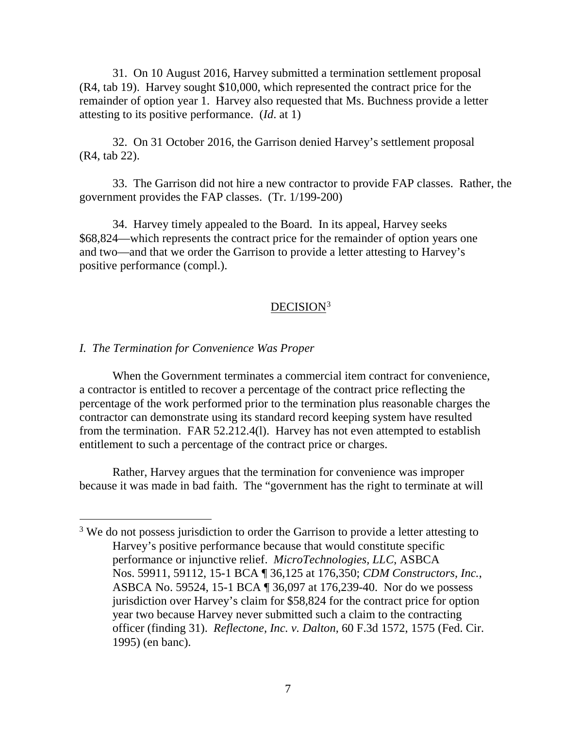31. On 10 August 2016, Harvey submitted a termination settlement proposal (R4, tab 19). Harvey sought $10,000, which represented the contract price for the remainder of option year 1. Harvey also requested that Ms. Buchness provide a letter attesting to its positive performance. (*Id*. at 1)

32. On 31 October 2016, the Garrison denied Harvey's settlement proposal (R4, tab 22).

33. The Garrison did not hire a new contractor to provide FAP classes. Rather, the government provides the FAP classes. (Tr. 1/199-200)

34. Harvey timely appealed to the Board. In its appeal, Harvey seeks $68,824—which represents the contract price for the remainder of option years one and two—and that we order the Garrison to provide a letter attesting to Harvey's positive performance (compl.).

## DECISION[3]

### *I. The Termination for Convenience Was Proper*

When the Government terminates a commercial item contract for convenience, a contractor is entitled to recover a percentage of the contract price reflecting the percentage of the work performed prior to the termination plus reasonable charges the contractor can demonstrate using its standard record keeping system have resulted from the termination. FAR 52.212.4(l). Harvey has not even attempted to establish entitlement to such a percentage of the contract price or charges.

Rather, Harvey argues that the termination for convenience was improper because it was made in bad faith. The "government has the right to terminate at will

---

[3] We do not possess jurisdiction to order the Garrison to provide a letter attesting to Harvey's positive performance because that would constitute specific performance or injunctive relief. *MicroTechnologies, LLC*, ASBCA Nos. 59911, 59112, 15-1 BCA ¶ 36,125 at 176,350; *CDM Constructors, Inc.*, ASBCA No. 59524, 15-1 BCA ¶ 36,097 at 176,239-40. Nor do we possess jurisdiction over Harvey's claim for $58,824 for the contract price for option year two because Harvey never submitted such a claim to the contracting officer (finding 31). *Reflectone, Inc. v. Dalton*, 60 F.3d 1572, 1575 (Fed. Cir. 1995) (en banc).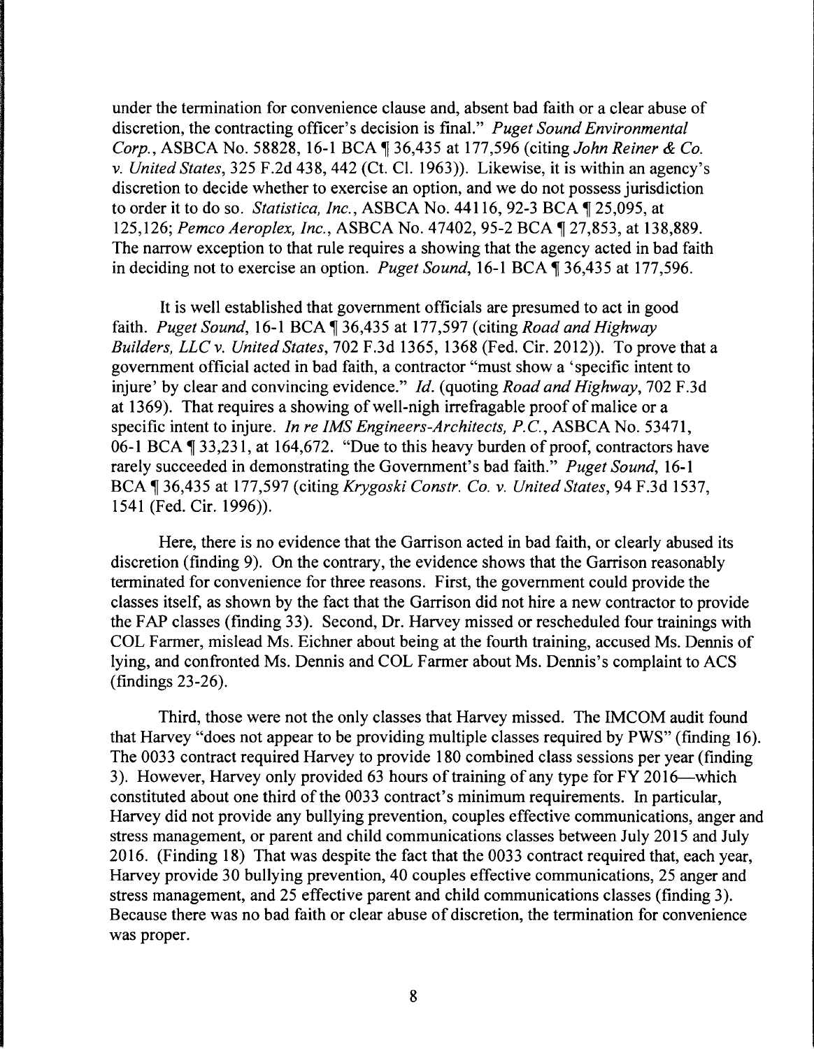under the termination for convenience clause and, absent bad faith or a clear abuse of discretion, the contracting officer's decision is final." *Puget Sound Environmental Corp.*, ASBCA No. 58828, 16-1 BCA ¶ 36,435 at 177,596 (citing *John Reiner & Co. v. United States*, 325 F.2d 438, 442 (Ct. Cl. 1963)). Likewise, it is within an agency's discretion to decide whether to exercise an option, and we do not possess jurisdiction to order it to do so. *Statistica, Inc.*, ASBCA No. 44116, 92-3 BCA ¶ 25,095, at 125,126; *Pemco Aeroplex, Inc.*, ASBCA No. 47402, 95-2 BCA ¶ 27,853, at 138,889. The narrow exception to that rule requires a showing that the agency acted in bad faith in deciding not to exercise an option. *Puget Sound*, 16-1 BCA ¶ 36,435 at 177,596.

It is well established that government officials are presumed to act in good faith. *Puget Sound*, 16-1 BCA ¶ 36,435 at 177,597 (citing *Road and Highway Builders, LLC v. United States*, 702 F.3d 1365, 1368 (Fed. Cir. 2012)). To prove that a government official acted in bad faith, a contractor "must show a 'specific intent to injure' by clear and convincing evidence." *Id.* (quoting *Road and Highway*, 702 F.3d at 1369). That requires a showing of well-nigh irrefragable proof of malice or a specific intent to injure. *In re IMS Engineers-Architects, P.C.*, ASBCA No. 53471, 06-1 BCA ¶ 33,231, at 164,672. "Due to this heavy burden of proof, contractors have rarely succeeded in demonstrating the Government's bad faith." *Puget Sound*, 16-1 BCA ¶ 36,435 at 177,597 (citing *Krygoski Constr. Co. v. United States*, 94 F.3d 1537, 1541 (Fed. Cir. 1996)).

Here, there is no evidence that the Garrison acted in bad faith, or clearly abused its discretion (finding 9). On the contrary, the evidence shows that the Garrison reasonably terminated for convenience for three reasons. First, the government could provide the classes itself, as shown by the fact that the Garrison did not hire a new contractor to provide the FAP classes (finding 33). Second, Dr. Harvey missed or rescheduled four trainings with COL Farmer, mislead Ms. Eichner about being at the fourth training, accused Ms. Dennis of lying, and confronted Ms. Dennis and COL Farmer about Ms. Dennis's complaint to ACS (findings 23-26).

Third, those were not the only classes that Harvey missed. The IMCOM audit found that Harvey "does not appear to be providing multiple classes required by PWS" (finding 16). The 0033 contract required Harvey to provide 180 combined class sessions per year (finding 3). However, Harvey only provided 63 hours of training of any type for FY 2016—which constituted about one third of the 0033 contract's minimum requirements. In particular, Harvey did not provide any bullying prevention, couples effective communications, anger and stress management, or parent and child communications classes between July 2015 and July 2016. (Finding 18) That was despite the fact that the 0033 contract required that, each year, Harvey provide 30 bullying prevention, 40 couples effective communications, 25 anger and stress management, and 25 effective parent and child communications classes (finding 3). Because there was no bad faith or clear abuse of discretion, the termination for convenience was proper.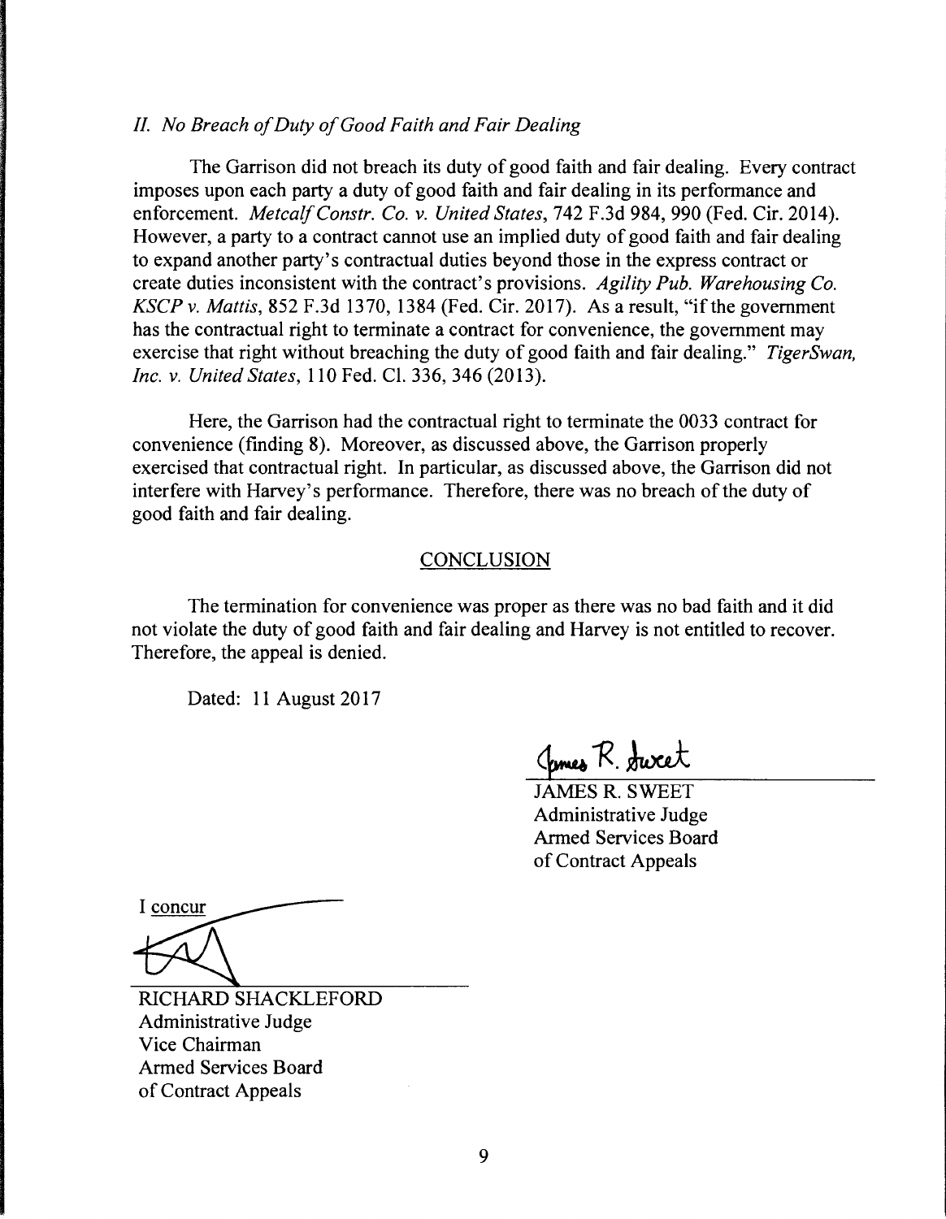### *II. No Breach of Duty of Good Faith and Fair Dealing*

The Garrison did not breach its duty of good faith and fair dealing. Every contract imposes upon each party a duty of good faith and fair dealing in its performance and enforcement. *Metcalf Constr. Co. v. United States*, 742 F.3d 984, 990 (Fed. Cir. 2014). However, a party to a contract cannot use an implied duty of good faith and fair dealing to expand another party's contractual duties beyond those in the express contract or create duties inconsistent with the contract's provisions. *Agility Pub. Warehousing Co. KSCP v. Mattis*, 852 F.3d 1370, 1384 (Fed. Cir. 2017). As a result, "if the government has the contractual right to terminate a contract for convenience, the government may exercise that right without breaching the duty of good faith and fair dealing." *TigerSwan, Inc. v. United States*, 110 Fed. Cl. 336, 346 (2013).

Here, the Garrison had the contractual right to terminate the 0033 contract for convenience (finding 8). Moreover, as discussed above, the Garrison properly exercised that contractual right. In particular, as discussed above, the Garrison did not interfere with Harvey's performance. Therefore, there was no breach of the duty of good faith and fair dealing.

## CONCLUSION

The termination for convenience was proper as there was no bad faith and it did not violate the duty of good faith and fair dealing and Harvey is not entitled to recover. Therefore, the appeal is denied.

Dated: 11 August 2017

JAMES R. SWEET
Administrative Judge
Armed Services Board
of Contract Appeals

I concur

RICHARD SHACKLEFORD
Administrative Judge
Vice Chairman
Armed Services Board
of Contract Appeals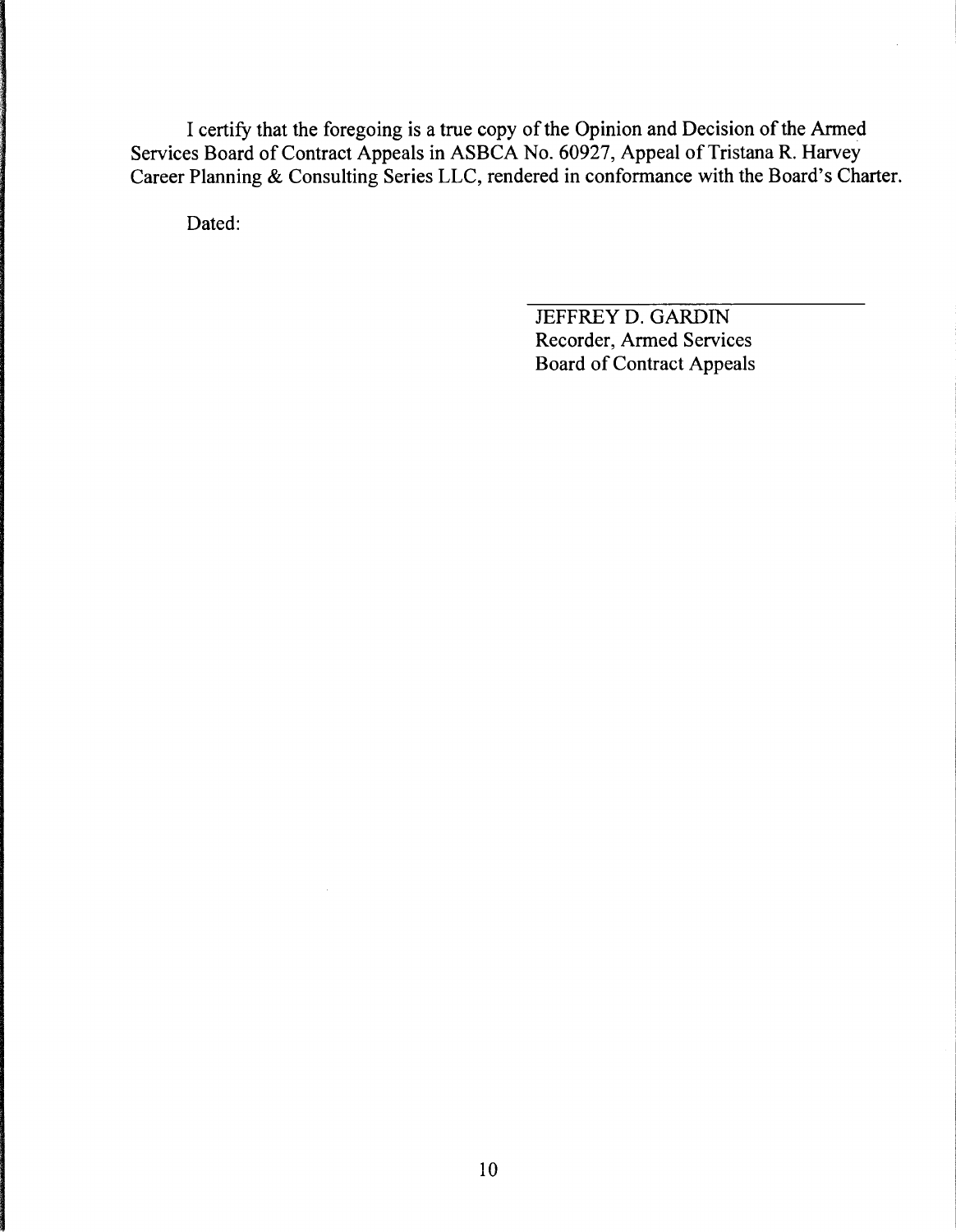I certify that the foregoing is a true copy of the Opinion and Decision of the Armed Services Board of Contract Appeals in ASBCA No. 60927, Appeal of Tristana R. Harvey Career Planning & Consulting Series LLC, rendered in conformance with the Board's Charter.

Dated:

JEFFREY D. GARDIN
Recorder, Armed Services
Board of Contract Appeals